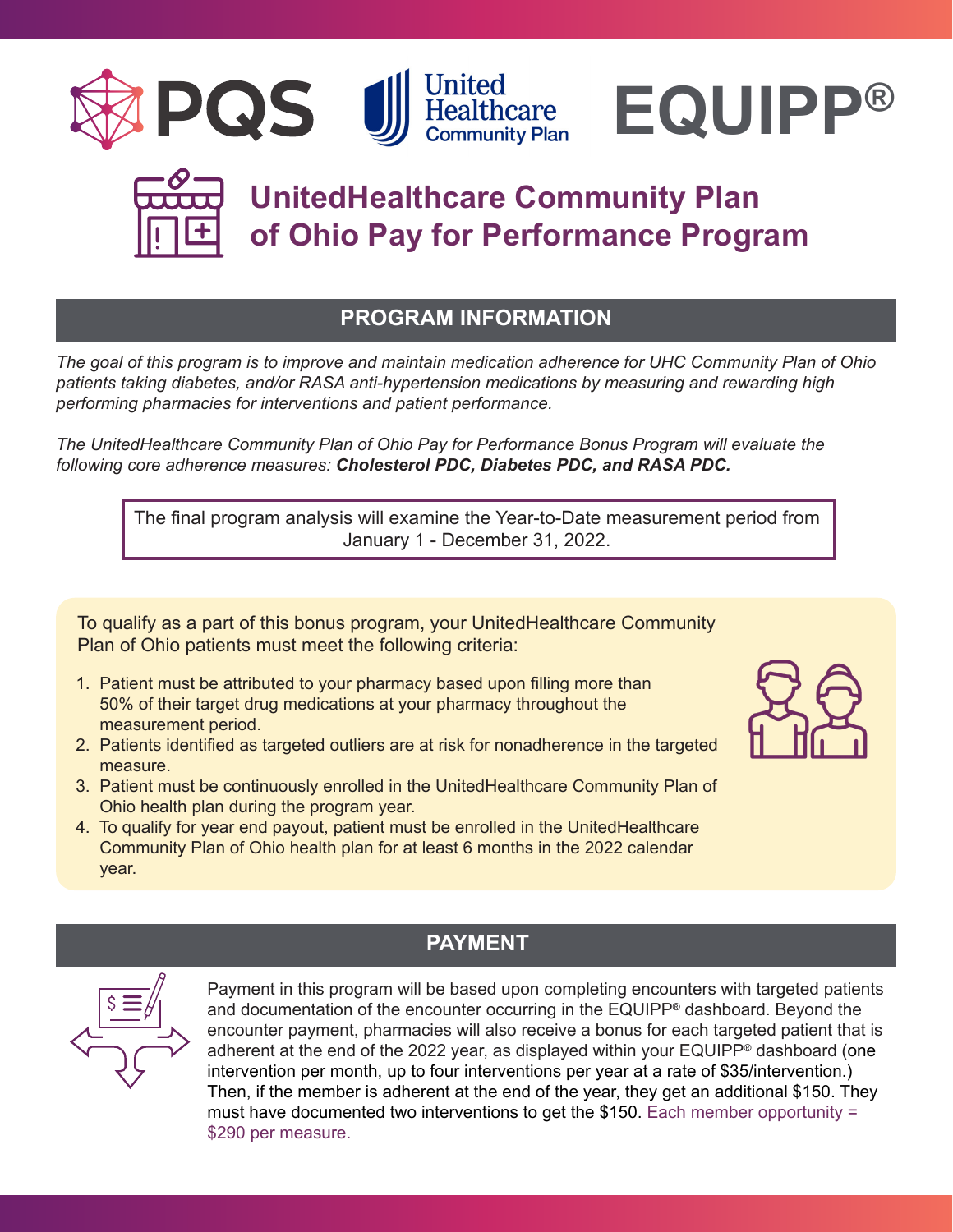PQS | United Healthcare Community Plan | EQUIPP®

# UnitedHealthcare Community Plan of Ohio Pay for Performance Program

## PROGRAM INFORMATION

*The goal of this program is to improve and maintain medication adherence for UHC Community Plan of Ohio patients taking diabetes, and/or RASA anti-hypertension medications by measuring and rewarding high performing pharmacies for interventions and patient performance.*

*The UnitedHealthcare Community Plan of Ohio Pay for Performance Bonus Program will evaluate the following core adherence measures:* ***Cholesterol PDC, Diabetes PDC, and RASA PDC.***

The final program analysis will examine the Year-to-Date measurement period from January 1 - December 31, 2022.

To qualify as a part of this bonus program, your UnitedHealthcare Community Plan of Ohio patients must meet the following criteria:

1. Patient must be attributed to your pharmacy based upon filling more than 50% of their target drug medications at your pharmacy throughout the measurement period.
2. Patients identified as targeted outliers are at risk for nonadherence in the targeted measure.
3. Patient must be continuously enrolled in the UnitedHealthcare Community Plan of Ohio health plan during the program year.
4. To qualify for year end payout, patient must be enrolled in the UnitedHealthcare Community Plan of Ohio health plan for at least 6 months in the 2022 calendar year.

## PAYMENT

Payment in this program will be based upon completing encounters with targeted patients and documentation of the encounter occurring in the EQUIPP® dashboard. Beyond the encounter payment, pharmacies will also receive a bonus for each targeted patient that is adherent at the end of the 2022 year, as displayed within your EQUIPP® dashboard (one intervention per month, up to four interventions per year at a rate of $35/intervention.) Then, if the member is adherent at the end of the year, they get an additional $150. They must have documented two interventions to get the $150. Each member opportunity = $290 per measure.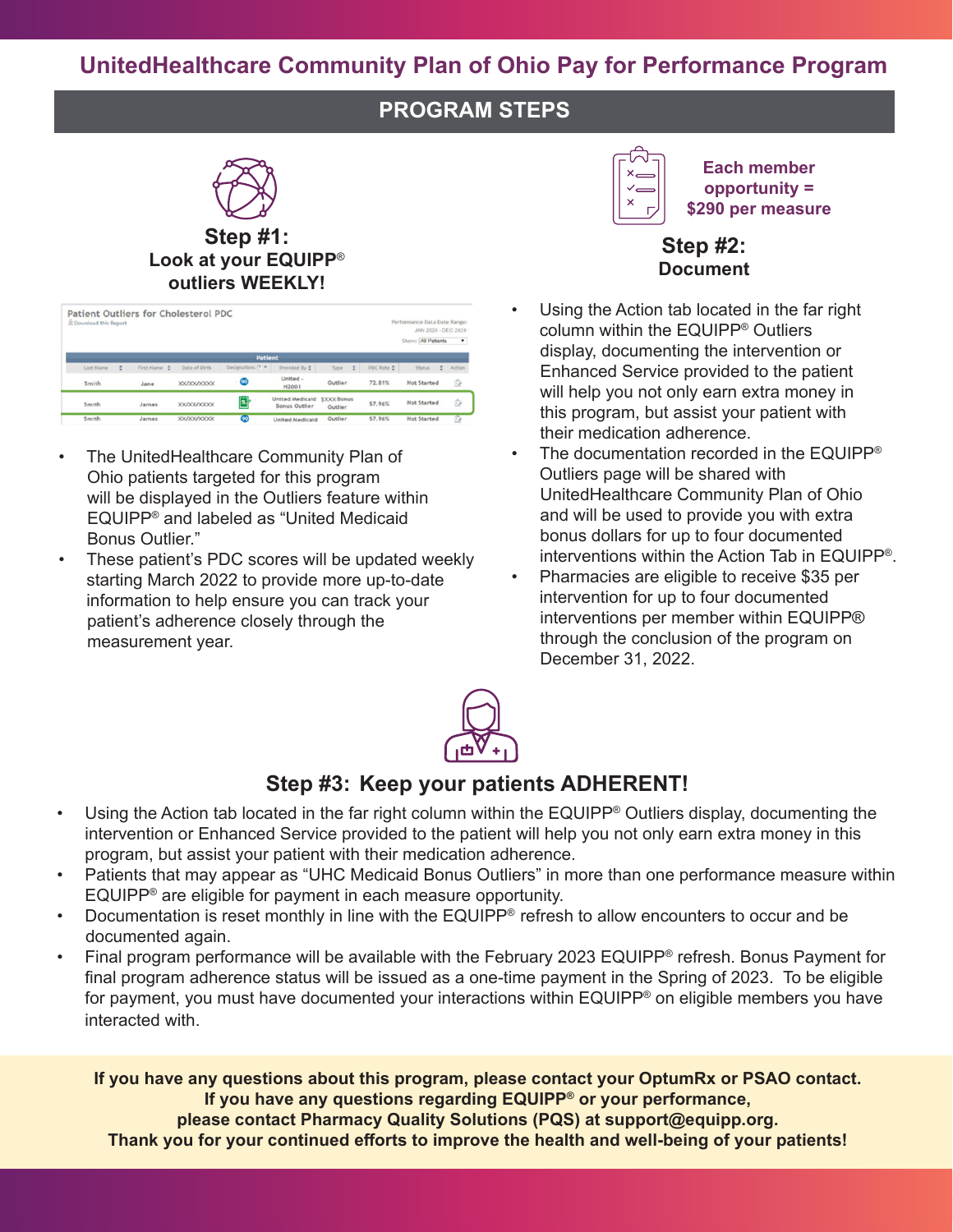# UnitedHealthcare Community Plan of Ohio Pay for Performance Program

## PROGRAM STEPS

### Step #1: Look at your EQUIPP® outliers WEEKLY!

Patient Outliers for Cholesterol PDC

- The UnitedHealthcare Community Plan of Ohio patients targeted for this program will be displayed in the Outliers feature within EQUIPP® and labeled as "United Medicaid Bonus Outlier."
- These patient's PDC scores will be updated weekly starting March 2022 to provide more up-to-date information to help ensure you can track your patient's adherence closely through the measurement year.

**Each member opportunity = $290 per measure**

### Step #2: Document

- Using the Action tab located in the far right column within the EQUIPP® Outliers display, documenting the intervention or Enhanced Service provided to the patient will help you not only earn extra money in this program, but assist your patient with their medication adherence.
- The documentation recorded in the EQUIPP® Outliers page will be shared with UnitedHealthcare Community Plan of Ohio and will be used to provide you with extra bonus dollars for up to four documented interventions within the Action Tab in EQUIPP®.
- Pharmacies are eligible to receive $35 per intervention for up to four documented interventions per member within EQUIPP® through the conclusion of the program on December 31, 2022.

### Step #3: Keep your patients ADHERENT!

- Using the Action tab located in the far right column within the EQUIPP® Outliers display, documenting the intervention or Enhanced Service provided to the patient will help you not only earn extra money in this program, but assist your patient with their medication adherence.
- Patients that may appear as "UHC Medicaid Bonus Outliers" in more than one performance measure within EQUIPP® are eligible for payment in each measure opportunity.
- Documentation is reset monthly in line with the EQUIPP® refresh to allow encounters to occur and be documented again.
- Final program performance will be available with the February 2023 EQUIPP® refresh. Bonus Payment for final program adherence status will be issued as a one-time payment in the Spring of 2023. To be eligible for payment, you must have documented your interactions within EQUIPP® on eligible members you have interacted with.

**If you have any questions about this program, please contact your OptumRx or PSAO contact.**
**If you have any questions regarding EQUIPP® or your performance, please contact Pharmacy Quality Solutions (PQS) at support@equipp.org.**
**Thank you for your continued efforts to improve the health and well-being of your patients!**